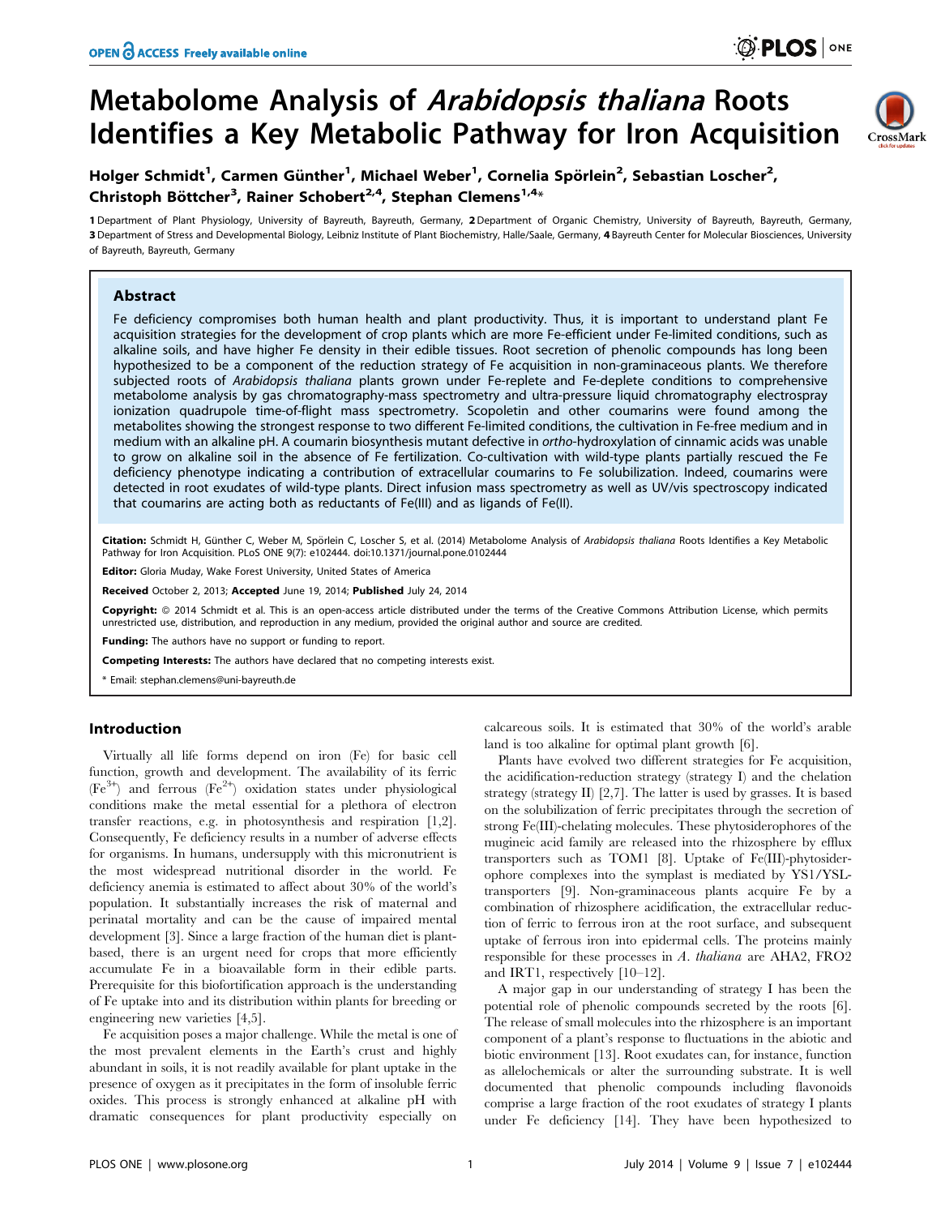# Metabolome Analysis of *Arabidopsis thaliana* Roots Identifies a Key Metabolic Pathway for Iron Acquisition

**Holger Schmidt[1], Carmen Günther[1], Michael Weber[1], Cornelia Spörlein[2], Sebastian Loscher[2], Christoph Böttcher[3], Rainer Schobert[2,4], Stephan Clemens[1,4]***

1 Department of Plant Physiology, University of Bayreuth, Bayreuth, Germany, 2 Department of Organic Chemistry, University of Bayreuth, Bayreuth, Germany, 3 Department of Stress and Developmental Biology, Leibniz Institute of Plant Biochemistry, Halle/Saale, Germany, 4 Bayreuth Center for Molecular Biosciences, University of Bayreuth, Bayreuth, Germany

## Abstract

Fe deficiency compromises both human health and plant productivity. Thus, it is important to understand plant Fe acquisition strategies for the development of crop plants which are more Fe-efficient under Fe-limited conditions, such as alkaline soils, and have higher Fe density in their edible tissues. Root secretion of phenolic compounds has long been hypothesized to be a component of the reduction strategy of Fe acquisition in non-graminaceous plants. We therefore subjected roots of *Arabidopsis thaliana* plants grown under Fe-replete and Fe-deplete conditions to comprehensive metabolome analysis by gas chromatography-mass spectrometry and ultra-pressure liquid chromatography electrospray ionization quadrupole time-of-flight mass spectrometry. Scopoletin and other coumarins were found among the metabolites showing the strongest response to two different Fe-limited conditions, the cultivation in Fe-free medium and in medium with an alkaline pH. A coumarin biosynthesis mutant defective in *ortho*-hydroxylation of cinnamic acids was unable to grow on alkaline soil in the absence of Fe fertilization. Co-cultivation with wild-type plants partially rescued the Fe deficiency phenotype indicating a contribution of extracellular coumarins to Fe solubilization. Indeed, coumarins were detected in root exudates of wild-type plants. Direct infusion mass spectrometry as well as UV/vis spectroscopy indicated that coumarins are acting both as reductants of Fe(III) and as ligands of Fe(II).

**Citation:** Schmidt H, Günther C, Weber M, Spörlein C, Loscher S, et al. (2014) Metabolome Analysis of *Arabidopsis thaliana* Roots Identifies a Key Metabolic Pathway for Iron Acquisition. PLoS ONE 9(7): e102444. doi:10.1371/journal.pone.0102444

**Editor:** Gloria Muday, Wake Forest University, United States of America

**Received** October 2, 2013; **Accepted** June 19, 2014; **Published** July 24, 2014

**Copyright:** © 2014 Schmidt et al. This is an open-access article distributed under the terms of the Creative Commons Attribution License, which permits unrestricted use, distribution, and reproduction in any medium, provided the original author and source are credited.

**Funding:** The authors have no support or funding to report.

**Competing Interests:** The authors have declared that no competing interests exist.

* Email: stephan.clemens@uni-bayreuth.de

## Introduction

Virtually all life forms depend on iron (Fe) for basic cell function, growth and development. The availability of its ferric ($Fe^{3+}$) and ferrous ($Fe^{2+}$) oxidation states under physiological conditions make the metal essential for a plethora of electron transfer reactions, e.g. in photosynthesis and respiration [1,2]. Consequently, Fe deficiency results in a number of adverse effects for organisms. In humans, undersupply with this micronutrient is the most widespread nutritional disorder in the world. Fe deficiency anemia is estimated to affect about 30% of the world's population. It substantially increases the risk of maternal and perinatal mortality and can be the cause of impaired mental development [3]. Since a large fraction of the human diet is plant-based, there is an urgent need for crops that more efficiently accumulate Fe in a bioavailable form in their edible parts. Prerequisite for this biofortification approach is the understanding of Fe uptake into and its distribution within plants for breeding or engineering new varieties [4,5].

Fe acquisition poses a major challenge. While the metal is one of the most prevalent elements in the Earth's crust and highly abundant in soils, it is not readily available for plant uptake in the presence of oxygen as it precipitates in the form of insoluble ferric oxides. This process is strongly enhanced at alkaline pH with dramatic consequences for plant productivity especially on calcareous soils. It is estimated that 30% of the world's arable land is too alkaline for optimal plant growth [6].

Plants have evolved two different strategies for Fe acquisition, the acidification-reduction strategy (strategy I) and the chelation strategy (strategy II) [2,7]. The latter is used by grasses. It is based on the solubilization of ferric precipitates through the secretion of strong Fe(III)-chelating molecules. These phytosiderophores of the mugineic acid family are released into the rhizosphere by efflux transporters such as TOM1 [8]. Uptake of Fe(III)-phytosiderophore complexes into the symplast is mediated by YS1/YSL-transporters [9]. Non-graminaceous plants acquire Fe by a combination of rhizosphere acidification, the extracellular reduction of ferric to ferrous iron at the root surface, and subsequent uptake of ferrous iron into epidermal cells. The proteins mainly responsible for these processes in *A. thaliana* are AHA2, FRO2 and IRT1, respectively [10–12].

A major gap in our understanding of strategy I has been the potential role of phenolic compounds secreted by the roots [6]. The release of small molecules into the rhizosphere is an important component of a plant's response to fluctuations in the abiotic and biotic environment [13]. Root exudates can, for instance, function as allelochemicals or alter the surrounding substrate. It is well documented that phenolic compounds including flavonoids comprise a large fraction of the root exudates of strategy I plants under Fe deficiency [14]. They have been hypothesized to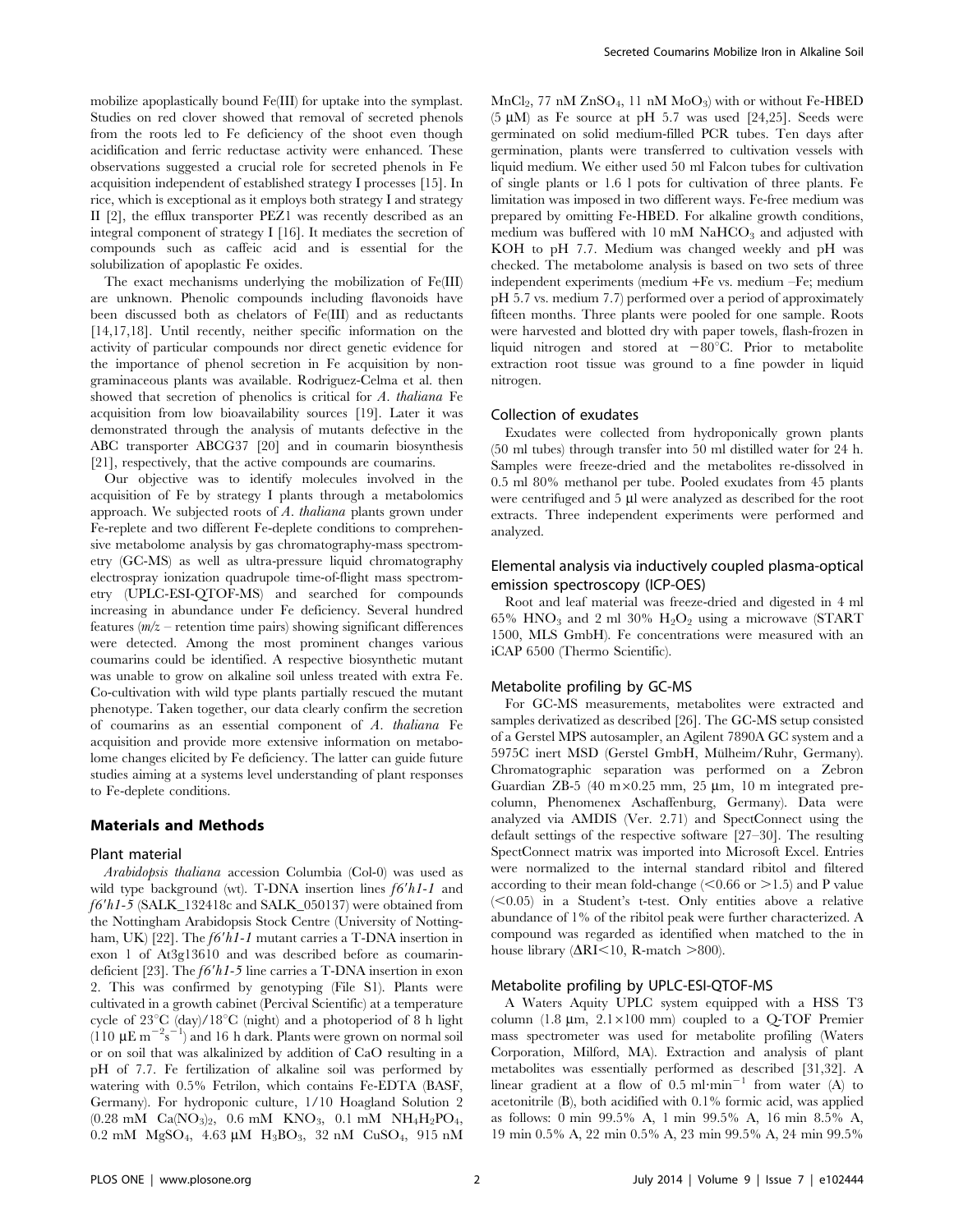mobilize apoplastically bound Fe(III) for uptake into the symplast. Studies on red clover showed that removal of secreted phenols from the roots led to Fe deficiency of the shoot even though acidification and ferric reductase activity were enhanced. These observations suggested a crucial role for secreted phenols in Fe acquisition independent of established strategy I processes [15]. In rice, which is exceptional as it employs both strategy I and strategy II [2], the efflux transporter PEZ1 was recently described as an integral component of strategy I [16]. It mediates the secretion of compounds such as caffeic acid and is essential for the solubilization of apoplastic Fe oxides.

The exact mechanisms underlying the mobilization of Fe(III) are unknown. Phenolic compounds including flavonoids have been discussed both as chelators of Fe(III) and as reductants [14,17,18]. Until recently, neither specific information on the activity of particular compounds nor direct genetic evidence for the importance of phenol secretion in Fe acquisition by non-graminaceous plants was available. Rodriguez-Celma et al. then showed that secretion of phenolics is critical for *A. thaliana* Fe acquisition from low bioavailability sources [19]. Later it was demonstrated through the analysis of mutants defective in the ABC transporter ABCG37 [20] and in coumarin biosynthesis [21], respectively, that the active compounds are coumarins.

Our objective was to identify molecules involved in the acquisition of Fe by strategy I plants through a metabolomics approach. We subjected roots of *A. thaliana* plants grown under Fe-replete and two different Fe-deplete conditions to comprehensive metabolome analysis by gas chromatography-mass spectrometry (GC-MS) as well as ultra-pressure liquid chromatography electrospray ionization quadrupole time-of-flight mass spectrometry (UPLC-ESI-QTOF-MS) and searched for compounds increasing in abundance under Fe deficiency. Several hundred features (*m/z* – retention time pairs) showing significant differences were detected. Among the most prominent changes various coumarins could be identified. A respective biosynthetic mutant was unable to grow on alkaline soil unless treated with extra Fe. Co-cultivation with wild type plants partially rescued the mutant phenotype. Taken together, our data clearly confirm the secretion of coumarins as an essential component of *A. thaliana* Fe acquisition and provide more extensive information on metabolome changes elicited by Fe deficiency. The latter can guide future studies aiming at a systems level understanding of plant responses to Fe-deplete conditions.

## Materials and Methods

### Plant material

*Arabidopsis thaliana* accession Columbia (Col-0) was used as wild type background (wt). T-DNA insertion lines *f6′h1-1* and *f6′h1-5* (SALK_132418c and SALK_050137) were obtained from the Nottingham Arabidopsis Stock Centre (University of Nottingham, UK) [22]. The *f6′h1-1* mutant carries a T-DNA insertion in exon 1 of At3g13610 and was described before as coumarin-deficient [23]. The *f6′h1-5* line carries a T-DNA insertion in exon 2. This was confirmed by genotyping (File S1). Plants were cultivated in a growth cabinet (Percival Scientific) at a temperature cycle of 23°C (day)/18°C (night) and a photoperiod of 8 h light (110 $\mu E\ m^{-2}s^{-1}$) and 16 h dark. Plants were grown on normal soil or on soil that was alkalinized by addition of CaO resulting in a pH of 7.7. Fe fertilization of alkaline soil was performed by watering with 0.5% Fetrilon, which contains Fe-EDTA (BASF, Germany). For hydroponic culture, 1/10 Hoagland Solution 2 (0.28 mM $Ca(NO_3)_2$, 0.6 mM $KNO_3$, 0.1 mM $NH_4H_2PO_4$, 0.2 mM $MgSO_4$, 4.63 µM $H_3BO_3$, 32 nM $CuSO_4$, 915 nM $MnCl_2$, 77 nM $ZnSO_4$, 11 nM $MoO_3$) with or without Fe-HBED (5 µM) as Fe source at pH 5.7 was used [24,25]. Seeds were germinated on solid medium-filled PCR tubes. Ten days after germination, plants were transferred to cultivation vessels with liquid medium. We either used 50 ml Falcon tubes for cultivation of single plants or 1.6 l pots for cultivation of three plants. Fe limitation was imposed in two different ways. Fe-free medium was prepared by omitting Fe-HBED. For alkaline growth conditions, medium was buffered with 10 mM $NaHCO_3$ and adjusted with KOH to pH 7.7. Medium was changed weekly and pH was checked. The metabolome analysis is based on two sets of three independent experiments (medium +Fe vs. medium –Fe; medium pH 5.7 vs. medium 7.7) performed over a period of approximately fifteen months. Three plants were pooled for one sample. Roots were harvested and blotted dry with paper towels, flash-frozen in liquid nitrogen and stored at −80°C. Prior to metabolite extraction root tissue was ground to a fine powder in liquid nitrogen.

### Collection of exudates

Exudates were collected from hydroponically grown plants (50 ml tubes) through transfer into 50 ml distilled water for 24 h. Samples were freeze-dried and the metabolites re-dissolved in 0.5 ml 80% methanol per tube. Pooled exudates from 45 plants were centrifuged and 5 µl were analyzed as described for the root extracts. Three independent experiments were performed and analyzed.

### Elemental analysis via inductively coupled plasma-optical emission spectroscopy (ICP-OES)

Root and leaf material was freeze-dried and digested in 4 ml 65% $HNO_3$ and 2 ml 30% $H_2O_2$ using a microwave (START 1500, MLS GmbH). Fe concentrations were measured with an iCAP 6500 (Thermo Scientific).

### Metabolite profiling by GC-MS

For GC-MS measurements, metabolites were extracted and samples derivatized as described [26]. The GC-MS setup consisted of a Gerstel MPS autosampler, an Agilent 7890A GC system and a 5975C inert MSD (Gerstel GmbH, Mülheim/Ruhr, Germany). Chromatographic separation was performed on a Zebron Guardian ZB-5 (40 m×0.25 mm, 25 µm, 10 m integrated pre-column, Phenomenex Aschaffenburg, Germany). Data were analyzed via AMDIS (Ver. 2.71) and SpectConnect using the default settings of the respective software [27–30]. The resulting SpectConnect matrix was imported into Microsoft Excel. Entries were normalized to the internal standard ribitol and filtered according to their mean fold-change (<0.66 or >1.5) and P value (<0.05) in a Student's t-test. Only entities above a relative abundance of 1% of the ribitol peak were further characterized. A compound was regarded as identified when matched to the in house library (ΔRI<10, R-match >800).

### Metabolite profiling by UPLC-ESI-QTOF-MS

A Waters Aquity UPLC system equipped with a HSS T3 column (1.8 µm, 2.1×100 mm) coupled to a Q-TOF Premier mass spectrometer was used for metabolite profiling (Waters Corporation, Milford, MA). Extraction and analysis of plant metabolites was essentially performed as described [31,32]. A linear gradient at a flow of 0.5 $ml\cdot min^{-1}$ from water (A) to acetonitrile (B), both acidified with 0.1% formic acid, was applied as follows: 0 min 99.5% A, 1 min 99.5% A, 16 min 8.5% A, 19 min 0.5% A, 22 min 0.5% A, 23 min 99.5% A, 24 min 99.5%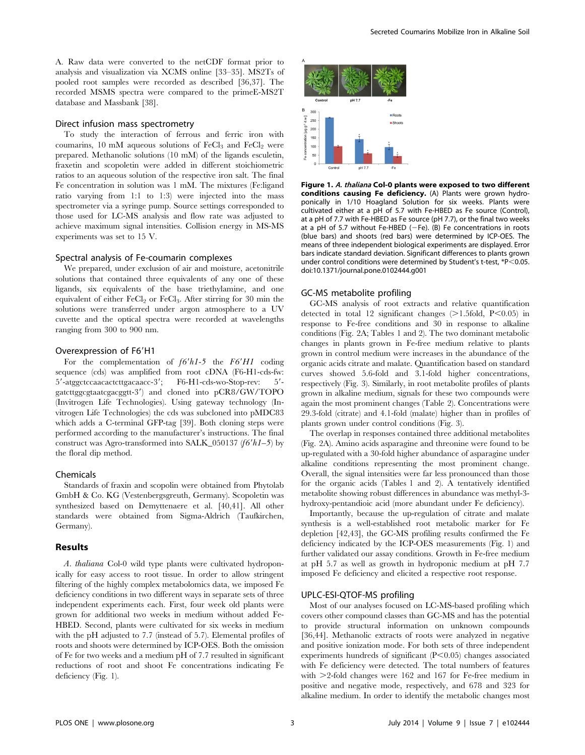A. Raw data were converted to the netCDF format prior to analysis and visualization via XCMS online [33–35]. MS2Ts of pooled root samples were recorded as described [36,37]. The recorded MSMS spectra were compared to the primeE-MS2T database and Massbank [38].

### Direct infusion mass spectrometry

To study the interaction of ferrous and ferric iron with coumarins, 10 mM aqueous solutions of $FeCl_3$ and $FeCl_2$ were prepared. Methanolic solutions (10 mM) of the ligands esculetin, fraxetin and scopoletin were added in different stoichiometric ratios to an aqueous solution of the respective iron salt. The final Fe concentration in solution was 1 mM. The mixtures (Fe:ligand ratio varying from 1:1 to 1:3) were injected into the mass spectrometer via a syringe pump. Source settings corresponded to those used for LC-MS analysis and flow rate was adjusted to achieve maximum signal intensities. Collision energy in MS-MS experiments was set to 15 V.

### Spectral analysis of Fe-coumarin complexes

We prepared, under exclusion of air and moisture, acetonitrile solutions that contained three equivalents of any one of these ligands, six equivalents of the base triethylamine, and one equivalent of either $FeCl_2$ or $FeCl_3$. After stirring for 30 min the solutions were transferred under argon atmosphere to a UV cuvette and the optical spectra were recorded at wavelengths ranging from 300 to 900 nm.

### Overexpression of F6′H1

For the complementation of *f6′h1-5* the *F6′H1* coding sequence (cds) was amplified from root cDNA (F6-H1-cds-fw: 5′-atggctccaacactcttgacaacc-3′; F6-H1-cds-wo-Stop-rev: 5′-gatcttggcgtaatcgacggtt-3′) and cloned into pCR8/GW/TOPO (Invitrogen Life Technologies). Using gateway technology (Invitrogen Life Technologies) the cds was subcloned into pMDC83 which adds a C-terminal GFP-tag [39]. Both cloning steps were performed according to the manufacturer's instructions. The final construct was Agro-transformed into SALK_050137 (*f6′h1–5*) by the floral dip method.

### Chemicals

Standards of fraxin and scopolin were obtained from Phytolab GmbH & Co. KG (Vestenbergsgreuth, Germany). Scopoletin was synthesized based on Demyttenaere et al. [40,41]. All other standards were obtained from Sigma-Aldrich (Taufkirchen, Germany).

## Results

*A. thaliana* Col-0 wild type plants were cultivated hydroponically for easy access to root tissue. In order to allow stringent filtering of the highly complex metabolomics data, we imposed Fe deficiency conditions in two different ways in separate sets of three independent experiments each. First, four week old plants were grown for additional two weeks in medium without added Fe-HBED. Second, plants were cultivated for six weeks in medium with the pH adjusted to 7.7 (instead of 5.7). Elemental profiles of roots and shoots were determined by ICP-OES. Both the omission of Fe for two weeks and a medium pH of 7.7 resulted in significant reductions of root and shoot Fe concentrations indicating Fe deficiency (Fig. 1).

**Figure 1. *A. thaliana* Col-0 plants were exposed to two different conditions causing Fe deficiency.** (A) Plants were grown hydroponically in 1/10 Hoagland Solution for six weeks. Plants were cultivated either at a pH of 5.7 with Fe-HBED as Fe source (Control), at a pH of 7.7 with Fe-HBED as Fe source (pH 7.7), or the final two weeks at a pH of 5.7 without Fe-HBED (−Fe). (B) Fe concentrations in roots (blue bars) and shoots (red bars) were determined by ICP-OES. The means of three independent biological experiments are displayed. Error bars indicate standard deviation. Significant differences to plants grown under control conditions were determined by Student's t-test, \*$P<0.05$.
doi:10.1371/journal.pone.0102444.g001

### GC-MS metabolite profiling

GC-MS analysis of root extracts and relative quantification detected in total 12 significant changes (>1.5fold, $P<0.05$) in response to Fe-free conditions and 30 in response to alkaline conditions (Fig. 2A; Tables 1 and 2). The two dominant metabolic changes in plants grown in Fe-free medium relative to plants grown in control medium were increases in the abundance of the organic acids citrate and malate. Quantification based on standard curves showed 5.6-fold and 3.1-fold higher concentrations, respectively (Fig. 3). Similarly, in root metabolite profiles of plants grown in alkaline medium, signals for these two compounds were again the most prominent changes (Table 2). Concentrations were 29.3-fold (citrate) and 4.1-fold (malate) higher than in profiles of plants grown under control conditions (Fig. 3).

The overlap in responses contained three additional metabolites (Fig. 2A). Amino acids asparagine and threonine were found to be up-regulated with a 30-fold higher abundance of asparagine under alkaline conditions representing the most prominent change. Overall, the signal intensities were far less pronounced than those for the organic acids (Tables 1 and 2). A tentatively identified metabolite showing robust differences in abundance was methyl-3-hydroxy-pentandioic acid (more abundant under Fe deficiency).

Importantly, because the up-regulation of citrate and malate synthesis is a well-established root metabolic marker for Fe depletion [42,43], the GC-MS profiling results confirmed the Fe deficiency indicated by the ICP-OES measurements (Fig. 1) and further validated our assay conditions. Growth in Fe-free medium at pH 5.7 as well as growth in hydroponic medium at pH 7.7 imposed Fe deficiency and elicited a respective root response.

### UPLC-ESI-QTOF-MS profiling

Most of our analyses focused on LC-MS-based profiling which covers other compound classes than GC-MS and has the potential to provide structural information on unknown compounds [36,44]. Methanolic extracts of roots were analyzed in negative and positive ionization mode. For both sets of three independent experiments hundreds of significant ($P<0.05$) changes associated with Fe deficiency were detected. The total numbers of features with >2-fold changes were 162 and 167 for Fe-free medium in positive and negative mode, respectively, and 678 and 323 for alkaline medium. In order to identify the metabolic changes most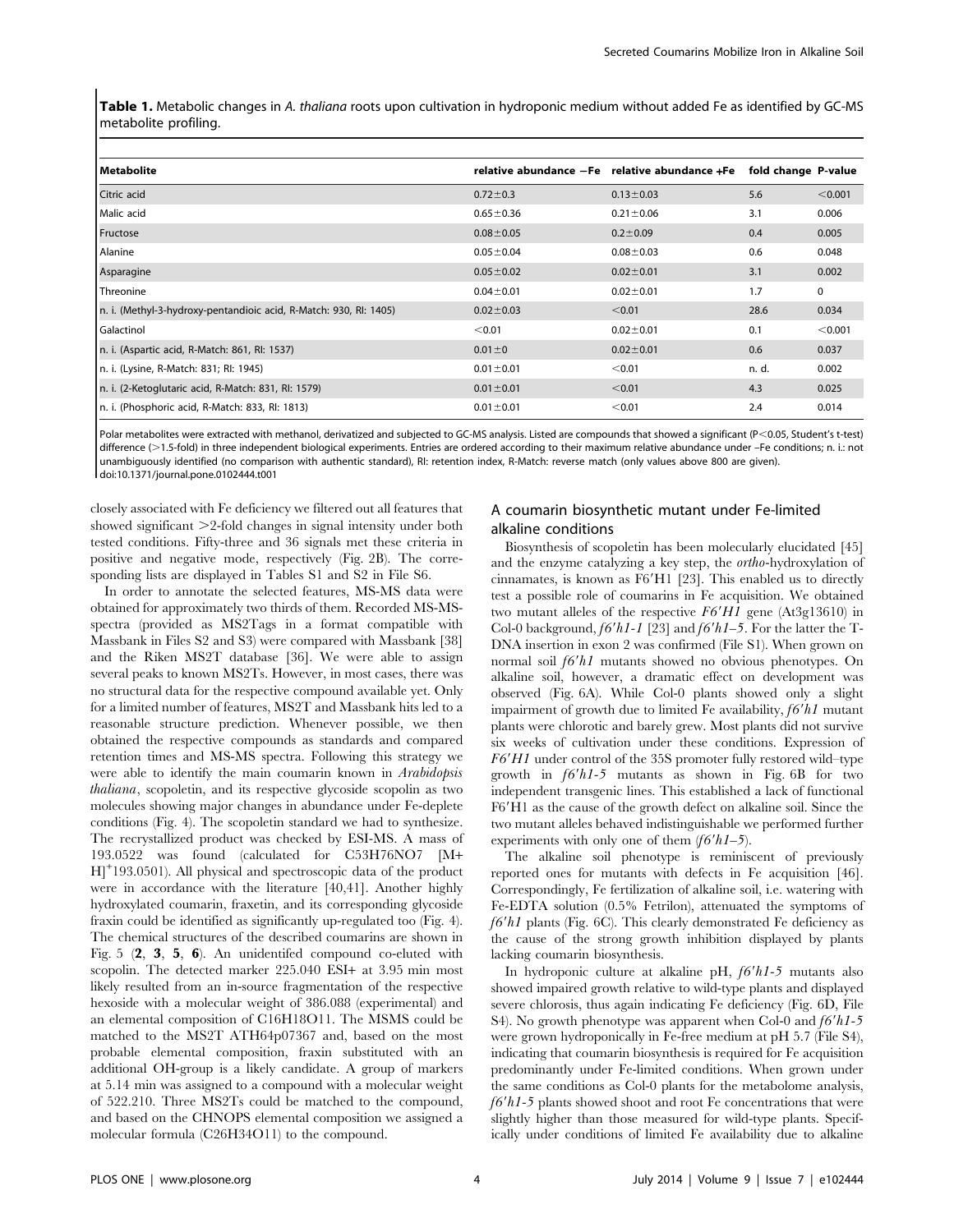**Table 1.** Metabolic changes in *A. thaliana* roots upon cultivation in hydroponic medium without added Fe as identified by GC-MS metabolite profiling.

| Metabolite | relative abundance −Fe | relative abundance +Fe | fold change | P-value |
|---|---|---|---|---|
| Citric acid | 0.72±0.3 | 0.13±0.03 | 5.6 | <0.001 |
| Malic acid | 0.65±0.36 | 0.21±0.06 | 3.1 | 0.006 |
| Fructose | 0.08±0.05 | 0.2±0.09 | 0.4 | 0.005 |
| Alanine | 0.05±0.04 | 0.08±0.03 | 0.6 | 0.048 |
| Asparagine | 0.05±0.02 | 0.02±0.01 | 3.1 | 0.002 |
| Threonine | 0.04±0.01 | 0.02±0.01 | 1.7 | 0 |
| n. i. (Methyl-3-hydroxy-pentandioic acid, R-Match: 930, RI: 1405) | 0.02±0.03 | <0.01 | 28.6 | 0.034 |
| Galactinol | <0.01 | 0.02±0.01 | 0.1 | <0.001 |
| n. i. (Aspartic acid, R-Match: 861, RI: 1537) | 0.01±0 | 0.02±0.01 | 0.6 | 0.037 |
| n. i. (Lysine, R-Match: 831; RI: 1945) | 0.01±0.01 | <0.01 | n. d. | 0.002 |
| n. i. (2-Ketoglutaric acid, R-Match: 831, RI: 1579) | 0.01±0.01 | <0.01 | 4.3 | 0.025 |
| n. i. (Phosphoric acid, R-Match: 833, RI: 1813) | 0.01±0.01 | <0.01 | 2.4 | 0.014 |

Polar metabolites were extracted with methanol, derivatized and subjected to GC-MS analysis. Listed are compounds that showed a significant ($P<0.05$, Student's t-test) difference (>1.5-fold) in three independent biological experiments. Entries are ordered according to their maximum relative abundance under –Fe conditions; n. i.: not unambiguously identified (no comparison with authentic standard), RI: retention index, R-Match: reverse match (only values above 800 are given).
doi:10.1371/journal.pone.0102444.t001

closely associated with Fe deficiency we filtered out all features that showed significant >2-fold changes in signal intensity under both tested conditions. Fifty-three and 36 signals met these criteria in positive and negative mode, respectively (Fig. 2B). The corresponding lists are displayed in Tables S1 and S2 in File S6.

In order to annotate the selected features, MS-MS data were obtained for approximately two thirds of them. Recorded MS-MS-spectra (provided as MS2Tags in a format compatible with Massbank in Files S2 and S3) were compared with Massbank [38] and the Riken MS2T database [36]. We were able to assign several peaks to known MS2Ts. However, in most cases, there was no structural data for the respective compound available yet. Only for a limited number of features, MS2T and Massbank hits led to a reasonable structure prediction. Whenever possible, we then obtained the respective compounds as standards and compared retention times and MS-MS spectra. Following this strategy we were able to identify the main coumarin known in *Arabidopsis thaliana*, scopoletin, and its respective glycoside scopolin as two molecules showing major changes in abundance under Fe-deplete conditions (Fig. 4). The scopoletin standard we had to synthesize. The recrystallized product was checked by ESI-MS. A mass of 193.0522 was found (calculated for $C_{53}H_{76}NO_7$ $[M+H]^+$193.0501). All physical and spectroscopic data of the product were in accordance with the literature [40,41]. Another highly hydroxylated coumarin, fraxetin, and its corresponding glycoside fraxin could be identified as significantly up-regulated too (Fig. 4). The chemical structures of the described coumarins are shown in Fig. 5 (**2**, **3**, **5**, **6**). An unidentifed compound co-eluted with scopolin. The detected marker 225.040 ESI+ at 3.95 min most likely resulted from an in-source fragmentation of the respective hexoside with a molecular weight of 386.088 (experimental) and an elemental composition of $C_{16}H_{18}O_{11}$. The MSMS could be matched to the MS2T ATH64p07367 and, based on the most probable elemental composition, fraxin substituted with an additional OH-group is a likely candidate. A group of markers at 5.14 min was assigned to a compound with a molecular weight of 522.210. Three MS2Ts could be matched to the compound, and based on the CHNOPS elemental composition we assigned a molecular formula ($C_{26}H_{34}O_{11}$) to the compound.

## A coumarin biosynthetic mutant under Fe-limited alkaline conditions

Biosynthesis of scopoletin has been molecularly elucidated [45] and the enzyme catalyzing a key step, the *ortho*-hydroxylation of cinnamates, is known as F6′H1 [23]. This enabled us to directly test a possible role of coumarins in Fe acquisition. We obtained two mutant alleles of the respective *F6′H1* gene (At3g13610) in Col-0 background, *f6′h1-1* [23] and *f6′h1–5*. For the latter the T-DNA insertion in exon 2 was confirmed (File S1). When grown on normal soil *f6′h1* mutants showed no obvious phenotypes. On alkaline soil, however, a dramatic effect on development was observed (Fig. 6A). While Col-0 plants showed only a slight impairment of growth due to limited Fe availability, *f6′h1* mutant plants were chlorotic and barely grew. Most plants did not survive six weeks of cultivation under these conditions. Expression of *F6′H1* under control of the 35S promoter fully restored wild–type growth in *f6′h1-5* mutants as shown in Fig. 6B for two independent transgenic lines. This established a lack of functional F6′H1 as the cause of the growth defect on alkaline soil. Since the two mutant alleles behaved indistinguishable we performed further experiments with only one of them (*f6′h1–5*).

The alkaline soil phenotype is reminiscent of previously reported ones for mutants with defects in Fe acquisition [46]. Correspondingly, Fe fertilization of alkaline soil, i.e. watering with Fe-EDTA solution (0.5% Fetrilon), attenuated the symptoms of *f6′h1* plants (Fig. 6C). This clearly demonstrated Fe deficiency as the cause of the strong growth inhibition displayed by plants lacking coumarin biosynthesis.

In hydroponic culture at alkaline pH, *f6′h1-5* mutants also showed impaired growth relative to wild-type plants and displayed severe chlorosis, thus again indicating Fe deficiency (Fig. 6D, File S4). No growth phenotype was apparent when Col-0 and *f6′h1-5* were grown hydroponically in Fe-free medium at pH 5.7 (File S4), indicating that coumarin biosynthesis is required for Fe acquisition predominantly under Fe-limited conditions. When grown under the same conditions as Col-0 plants for the metabolome analysis, *f6′h1-5* plants showed shoot and root Fe concentrations that were slightly higher than those measured for wild-type plants. Specifically under conditions of limited Fe availability due to alkaline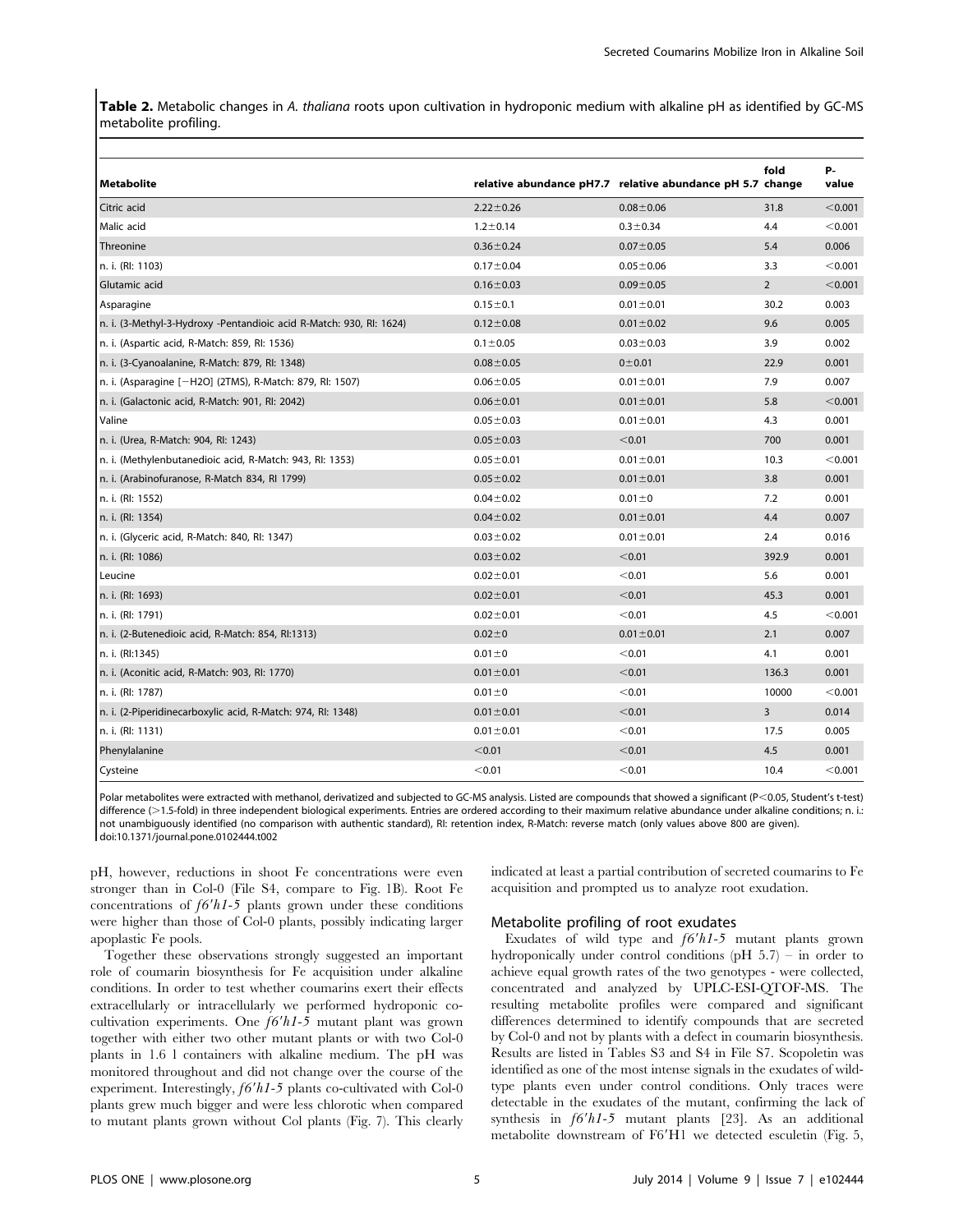**Table 2.** Metabolic changes in *A. thaliana* roots upon cultivation in hydroponic medium with alkaline pH as identified by GC-MS metabolite profiling.

| Metabolite | relative abundance pH7.7 | relative abundance pH 5.7 | fold change | P-value |
|---|---|---|---|---|
| Citric acid | 2.22±0.26 | 0.08±0.06 | 31.8 | <0.001 |
| Malic acid | 1.2±0.14 | 0.3±0.34 | 4.4 | <0.001 |
| Threonine | 0.36±0.24 | 0.07±0.05 | 5.4 | 0.006 |
| n. i. (RI: 1103) | 0.17±0.04 | 0.05±0.06 | 3.3 | <0.001 |
| Glutamic acid | 0.16±0.03 | 0.09±0.05 | 2 | <0.001 |
| Asparagine | 0.15±0.1 | 0.01±0.01 | 30.2 | 0.003 |
| n. i. (3-Methyl-3-Hydroxy -Pentandioic acid R-Match: 930, RI: 1624) | 0.12±0.08 | 0.01±0.02 | 9.6 | 0.005 |
| n. i. (Aspartic acid, R-Match: 859, RI: 1536) | 0.1±0.05 | 0.03±0.03 | 3.9 | 0.002 |
| n. i. (3-Cyanoalanine, R-Match: 879, RI: 1348) | 0.08±0.05 | 0±0.01 | 22.9 | 0.001 |
| n. i. (Asparagine [−H2O] (2TMS), R-Match: 879, RI: 1507) | 0.06±0.05 | 0.01±0.01 | 7.9 | 0.007 |
| n. i. (Galactonic acid, R-Match: 901, RI: 2042) | 0.06±0.01 | 0.01±0.01 | 5.8 | <0.001 |
| Valine | 0.05±0.03 | 0.01±0.01 | 4.3 | 0.001 |
| n. i. (Urea, R-Match: 904, RI: 1243) | 0.05±0.03 | <0.01 | 700 | 0.001 |
| n. i. (Methylenbutanedioic acid, R-Match: 943, RI: 1353) | 0.05±0.01 | 0.01±0.01 | 10.3 | <0.001 |
| n. i. (Arabinofuranose, R-Match 834, RI 1799) | 0.05±0.02 | 0.01±0.01 | 3.8 | 0.001 |
| n. i. (RI: 1552) | 0.04±0.02 | 0.01±0 | 7.2 | 0.001 |
| n. i. (RI: 1354) | 0.04±0.02 | 0.01±0.01 | 4.4 | 0.007 |
| n. i. (Glyceric acid, R-Match: 840, RI: 1347) | 0.03±0.02 | 0.01±0.01 | 2.4 | 0.016 |
| n. i. (RI: 1086) | 0.03±0.02 | <0.01 | 392.9 | 0.001 |
| Leucine | 0.02±0.01 | <0.01 | 5.6 | 0.001 |
| n. i. (RI: 1693) | 0.02±0.01 | <0.01 | 45.3 | 0.001 |
| n. i. (RI: 1791) | 0.02±0.01 | <0.01 | 4.5 | <0.001 |
| n. i. (2-Butenedioic acid, R-Match: 854, RI:1313) | 0.02±0 | 0.01±0.01 | 2.1 | 0.007 |
| n. i. (RI:1345) | 0.01±0 | <0.01 | 4.1 | 0.001 |
| n. i. (Aconitic acid, R-Match: 903, RI: 1770) | 0.01±0.01 | <0.01 | 136.3 | 0.001 |
| n. i. (RI: 1787) | 0.01±0 | <0.01 | 10000 | <0.001 |
| n. i. (2-Piperidinecarboxylic acid, R-Match: 974, RI: 1348) | 0.01±0.01 | <0.01 | 3 | 0.014 |
| n. i. (RI: 1131) | 0.01±0.01 | <0.01 | 17.5 | 0.005 |
| Phenylalanine | <0.01 | <0.01 | 4.5 | 0.001 |
| Cysteine | <0.01 | <0.01 | 10.4 | <0.001 |

Polar metabolites were extracted with methanol, derivatized and subjected to GC-MS analysis. Listed are compounds that showed a significant (P<0.05, Student's t-test) difference (>1.5-fold) in three independent biological experiments. Entries are ordered according to their maximum relative abundance under alkaline conditions; n. i.: not unambiguously identified (no comparison with authentic standard), RI: retention index, R-Match: reverse match (only values above 800 are given).
doi:10.1371/journal.pone.0102444.t002

pH, however, reductions in shoot Fe concentrations were even stronger than in Col-0 (File S4, compare to Fig. 1B). Root Fe concentrations of *f6′h1-5* plants grown under these conditions were higher than those of Col-0 plants, possibly indicating larger apoplastic Fe pools.

Together these observations strongly suggested an important role of coumarin biosynthesis for Fe acquisition under alkaline conditions. In order to test whether coumarins exert their effects extracellularly or intracellularly we performed hydroponic co-cultivation experiments. One *f6′h1-5* mutant plant was grown together with either two other mutant plants or with two Col-0 plants in 1.6 l containers with alkaline medium. The pH was monitored throughout and did not change over the course of the experiment. Interestingly, *f6′h1-5* plants co-cultivated with Col-0 plants grew much bigger and were less chlorotic when compared to mutant plants grown without Col plants (Fig. 7). This clearly indicated at least a partial contribution of secreted coumarins to Fe acquisition and prompted us to analyze root exudation.

### Metabolite profiling of root exudates

Exudates of wild type and *f6′h1-5* mutant plants grown hydroponically under control conditions (pH 5.7) – in order to achieve equal growth rates of the two genotypes - were collected, concentrated and analyzed by UPLC-ESI-QTOF-MS. The resulting metabolite profiles were compared and significant differences determined to identify compounds that are secreted by Col-0 and not by plants with a defect in coumarin biosynthesis. Results are listed in Tables S3 and S4 in File S7. Scopoletin was identified as one of the most intense signals in the exudates of wild-type plants even under control conditions. Only traces were detectable in the exudates of the mutant, confirming the lack of synthesis in *f6′h1-5* mutant plants [23]. As an additional metabolite downstream of F6′H1 we detected esculetin (Fig. 5,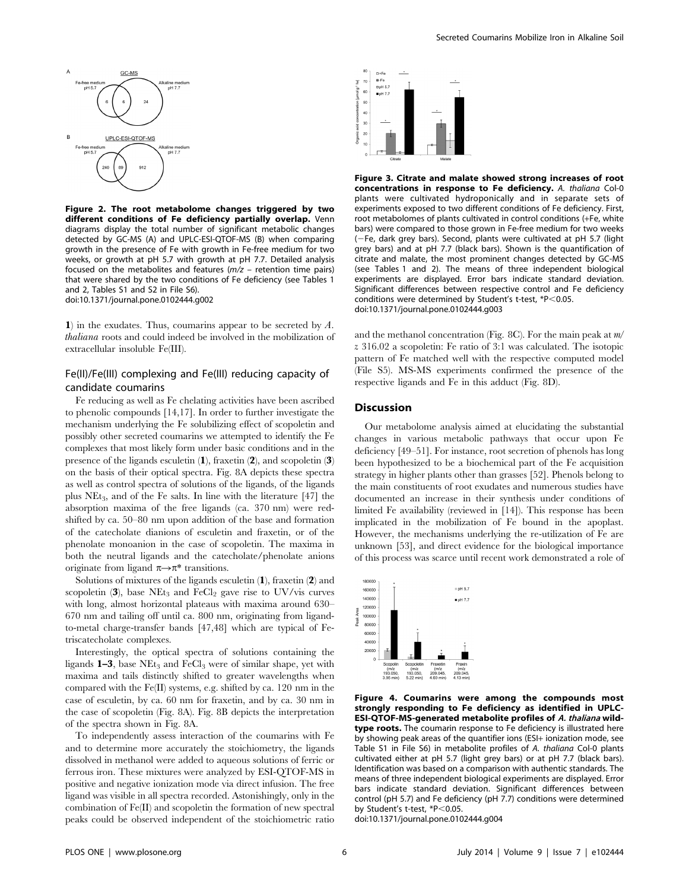Figure 2. The root metabolome changes triggered by two different conditions of Fe deficiency partially overlap. Venn diagrams display the total number of significant metabolic changes detected by GC-MS (A) and UPLC-ESI-QTOF-MS (B) when comparing growth in the presence of Fe with growth in Fe-free medium for two weeks, or growth at pH 5.7 with growth at pH 7.7. Detailed analysis focused on the metabolites and features (*m/z* – retention time pairs) that were shared by the two conditions of Fe deficiency (see Tables 1 and 2, Tables S1 and S2 in File S6).
doi:10.1371/journal.pone.0102444.g002

**1**) in the exudates. Thus, coumarins appear to be secreted by *A. thaliana* roots and could indeed be involved in the mobilization of extracellular insoluble Fe(III).

## Fe(II)/Fe(III) complexing and Fe(III) reducing capacity of candidate coumarins

Fe reducing as well as Fe chelating activities have been ascribed to phenolic compounds [14,17]. In order to further investigate the mechanism underlying the Fe solubilizing effect of scopoletin and possibly other secreted coumarins we attempted to identify the Fe complexes that most likely form under basic conditions and in the presence of the ligands esculetin (**1**), fraxetin (**2**), and scopoletin (**3**) on the basis of their optical spectra. Fig. 8A depicts these spectra as well as control spectra of solutions of the ligands, of the ligands plus $NEt_3$, and of the Fe salts. In line with the literature [47] the absorption maxima of the free ligands (ca. 370 nm) were red-shifted by ca. 50–80 nm upon addition of the base and formation of the catecholate dianions of esculetin and fraxetin, or of the phenolate monoanion in the case of scopoletin. The maxima in both the neutral ligands and the catecholate/phenolate anions originate from ligand $\pi \rightarrow \pi^*$ transitions.

Solutions of mixtures of the ligands esculetin (**1**), fraxetin (**2**) and scopoletin (**3**), base $NEt_3$ and $FeCl_2$ gave rise to UV/vis curves with long, almost horizontal plateaus with maxima around 630–670 nm and tailing off until ca. 800 nm, originating from ligand-to-metal charge-transfer bands [47,48] which are typical of Fe-triscatecholate complexes.

Interestingly, the optical spectra of solutions containing the ligands **1–3**, base $NEt_3$ and $FeCl_3$ were of similar shape, yet with maxima and tails distinctly shifted to greater wavelengths when compared with the Fe(II) systems, e.g. shifted by ca. 120 nm in the case of esculetin, by ca. 60 nm for fraxetin, and by ca. 30 nm in the case of scopoletin (Fig. 8A). Fig. 8B depicts the interpretation of the spectra shown in Fig. 8A.

To independently assess interaction of the coumarins with Fe and to determine more accurately the stoichiometry, the ligands dissolved in methanol were added to aqueous solutions of ferric or ferrous iron. These mixtures were analyzed by ESI-QTOF-MS in positive and negative ionization mode via direct infusion. The free ligand was visible in all spectra recorded. Astonishingly, only in the combination of Fe(II) and scopoletin the formation of new spectral peaks could be observed independent of the stoichiometric ratio and the methanol concentration (Fig. 8C). For the main peak at *m/z* 316.02 a scopoletin: Fe ratio of 3:1 was calculated. The isotopic pattern of Fe matched well with the respective computed model (File S5). MS-MS experiments confirmed the presence of the respective ligands and Fe in this adduct (Fig. 8D).

Figure 3. Citrate and malate showed strong increases of root concentrations in response to Fe deficiency. *A. thaliana* Col-0 plants were cultivated hydroponically and in separate sets of experiments exposed to two different conditions of Fe deficiency. First, root metabolomes of plants cultivated in control conditions (+Fe, white bars) were compared to those grown in Fe-free medium for two weeks (−Fe, dark grey bars). Second, plants were cultivated at pH 5.7 (light grey bars) and at pH 7.7 (black bars). Shown is the quantification of citrate and malate, the most prominent changes detected by GC-MS (see Tables 1 and 2). The means of three independent biological experiments are displayed. Error bars indicate standard deviation. Significant differences between respective control and Fe deficiency conditions were determined by Student's t-test, \*$P<0.05$.
doi:10.1371/journal.pone.0102444.g003

## Discussion

Our metabolome analysis aimed at elucidating the substantial changes in various metabolic pathways that occur upon Fe deficiency [49–51]. For instance, root secretion of phenols has long been hypothesized to be a biochemical part of the Fe acquisition strategy in higher plants other than grasses [52]. Phenols belong to the main constituents of root exudates and numerous studies have documented an increase in their synthesis under conditions of limited Fe availability (reviewed in [14]). This response has been implicated in the mobilization of Fe bound in the apoplast. However, the mechanisms underlying the re-utilization of Fe are unknown [53], and direct evidence for the biological importance of this process was scarce until recent work demonstrated a role of

Figure 4. Coumarins were among the compounds most strongly responding to Fe deficiency as identified in UPLC-ESI-QTOF-MS-generated metabolite profiles of *A. thaliana* wild-type roots. The coumarin response to Fe deficiency is illustrated here by showing peak areas of the quantifier ions (ESI+ ionization mode, see Table S1 in File S6) in metabolite profiles of *A. thaliana* Col-0 plants cultivated either at pH 5.7 (light grey bars) or at pH 7.7 (black bars). Identification was based on a comparison with authentic standards. The means of three independent biological experiments are displayed. Error bars indicate standard deviation. Significant differences between control (pH 5.7) and Fe deficiency (pH 7.7) conditions were determined by Student's t-test, \*$P<0.05$.
doi:10.1371/journal.pone.0102444.g004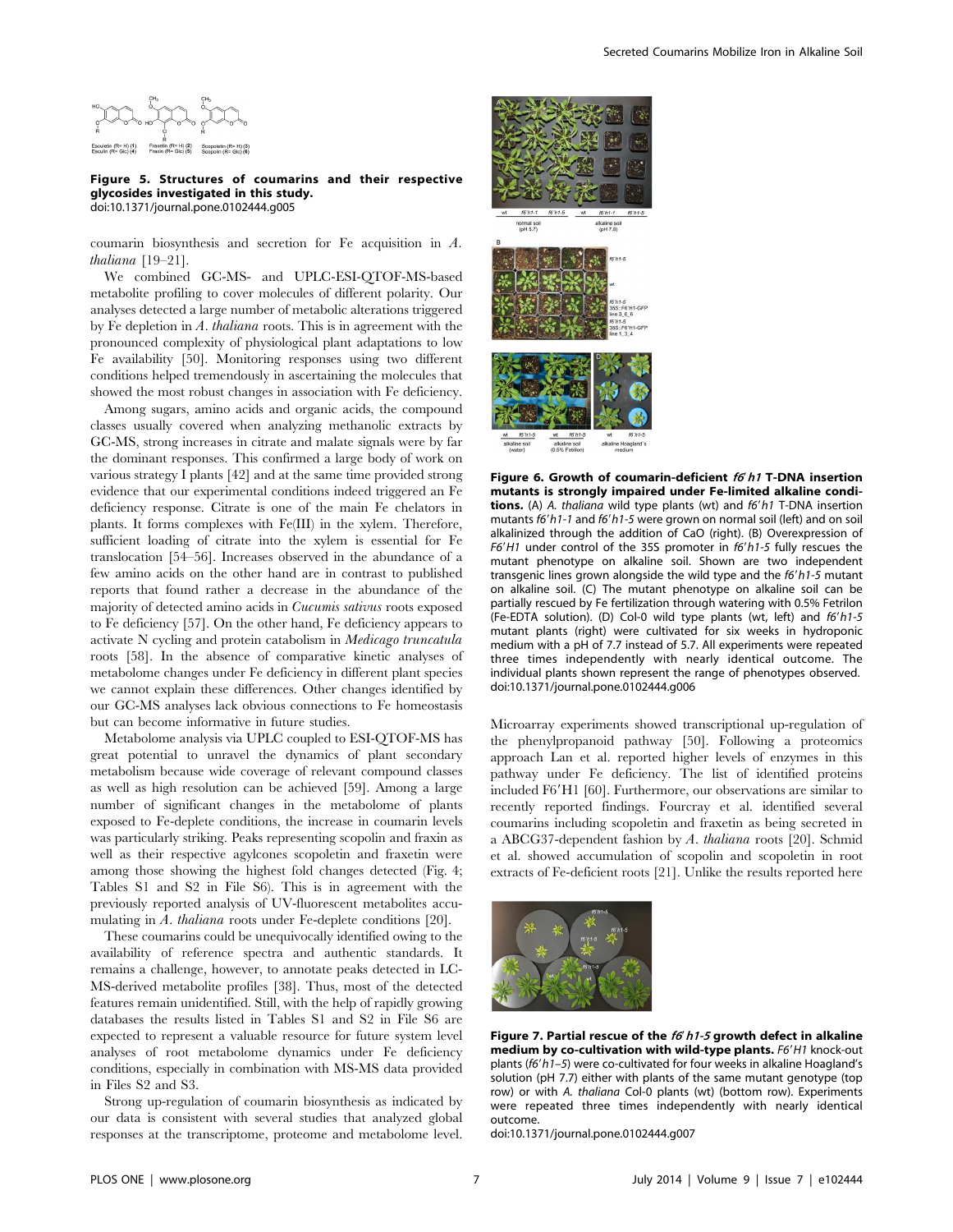**Figure 5. Structures of coumarins and their respective glycosides investigated in this study.**
doi:10.1371/journal.pone.0102444.g005

coumarin biosynthesis and secretion for Fe acquisition in *A. thaliana* [19–21].

We combined GC-MS- and UPLC-ESI-QTOF-MS-based metabolite profiling to cover molecules of different polarity. Our analyses detected a large number of metabolic alterations triggered by Fe depletion in *A. thaliana* roots. This is in agreement with the pronounced complexity of physiological plant adaptations to low Fe availability [50]. Monitoring responses using two different conditions helped tremendously in ascertaining the molecules that showed the most robust changes in association with Fe deficiency.

Among sugars, amino acids and organic acids, the compound classes usually covered when analyzing methanolic extracts by GC-MS, strong increases in citrate and malate signals were by far the dominant responses. This confirmed a large body of work on various strategy I plants [42] and at the same time provided strong evidence that our experimental conditions indeed triggered an Fe deficiency response. Citrate is one of the main Fe chelators in plants. It forms complexes with Fe(III) in the xylem. Therefore, sufficient loading of citrate into the xylem is essential for Fe translocation [54–56]. Increases observed in the abundance of a few amino acids on the other hand are in contrast to published reports that found rather a decrease in the abundance of the majority of detected amino acids in *Cucumis sativus* roots exposed to Fe deficiency [57]. On the other hand, Fe deficiency appears to activate N cycling and protein catabolism in *Medicago truncatula* roots [58]. In the absence of comparative kinetic analyses of metabolome changes under Fe deficiency in different plant species we cannot explain these differences. Other changes identified by our GC-MS analyses lack obvious connections to Fe homeostasis but can become informative in future studies.

Metabolome analysis via UPLC coupled to ESI-QTOF-MS has great potential to unravel the dynamics of plant secondary metabolism because wide coverage of relevant compound classes as well as high resolution can be achieved [59]. Among a large number of significant changes in the metabolome of plants exposed to Fe-deplete conditions, the increase in coumarin levels was particularly striking. Peaks representing scopolin and fraxin as well as their respective aglycones scopoletin and fraxetin were among those showing the highest fold changes detected (Fig. 4; Tables S1 and S2 in File S6). This is in agreement with the previously reported analysis of UV-fluorescent metabolites accumulating in *A. thaliana* roots under Fe-deplete conditions [20].

These coumarins could be unequivocally identified owing to the availability of reference spectra and authentic standards. It remains a challenge, however, to annotate peaks detected in LC-MS-derived metabolite profiles [38]. Thus, most of the detected features remain unidentified. Still, with the help of rapidly growing databases the results listed in Tables S1 and S2 in File S6 are expected to represent a valuable resource for future system level analyses of root metabolome dynamics under Fe deficiency conditions, especially in combination with MS-MS data provided in Files S2 and S3.

Strong up-regulation of coumarin biosynthesis as indicated by our data is consistent with several studies that analyzed global responses at the transcriptome, proteome and metabolome level.

**Figure 6. Growth of coumarin-deficient *f6′h1* T-DNA insertion mutants is strongly impaired under Fe-limited alkaline conditions.** (A) *A. thaliana* wild type plants (wt) and *f6′h1* T-DNA insertion mutants *f6′h1-1* and *f6′h1-5* were grown on normal soil (left) and on soil alkalinized through the addition of CaO (right). (B) Overexpression of *F6′H1* under control of the 35S promoter in *f6′h1-5* fully rescues the mutant phenotype on alkaline soil. Shown are two independent transgenic lines grown alongside the wild type and the *f6′h1-5* mutant on alkaline soil. (C) The mutant phenotype on alkaline soil can be partially rescued by Fe fertilization through watering with 0.5% Fetrilon (Fe-EDTA solution). (D) Col-0 wild type plants (wt, left) and *f6′h1-5* mutant plants (right) were cultivated for six weeks in hydroponic medium with a pH of 7.7 instead of 5.7. All experiments were repeated three times independently with nearly identical outcome. The individual plants shown represent the range of phenotypes observed.
doi:10.1371/journal.pone.0102444.g006

Microarray experiments showed transcriptional up-regulation of the phenylpropanoid pathway [50]. Following a proteomics approach Lan et al. reported higher levels of enzymes in this pathway under Fe deficiency. The list of identified proteins included F6′H1 [60]. Furthermore, our observations are similar to recently published findings. Fourcray et al. identified several coumarins including scopoletin and fraxetin as being secreted in a ABCG37-dependent fashion by *A. thaliana* roots [20]. Schmid et al. showed accumulation of scopolin and scopoletin in root extracts of Fe-deficient roots [21]. Unlike the results reported here

**Figure 7. Partial rescue of the *f6′h1-5* growth defect in alkaline medium by co-cultivation with wild-type plants.** *F6′H1* knock-out plants (*f6′h1–5*) were co-cultivated for four weeks in alkaline Hoagland's solution (pH 7.7) either with plants of the same mutant genotype (top row) or with *A. thaliana* Col-0 plants (wt) (bottom row). Experiments were repeated three times independently with nearly identical outcome.
doi:10.1371/journal.pone.0102444.g007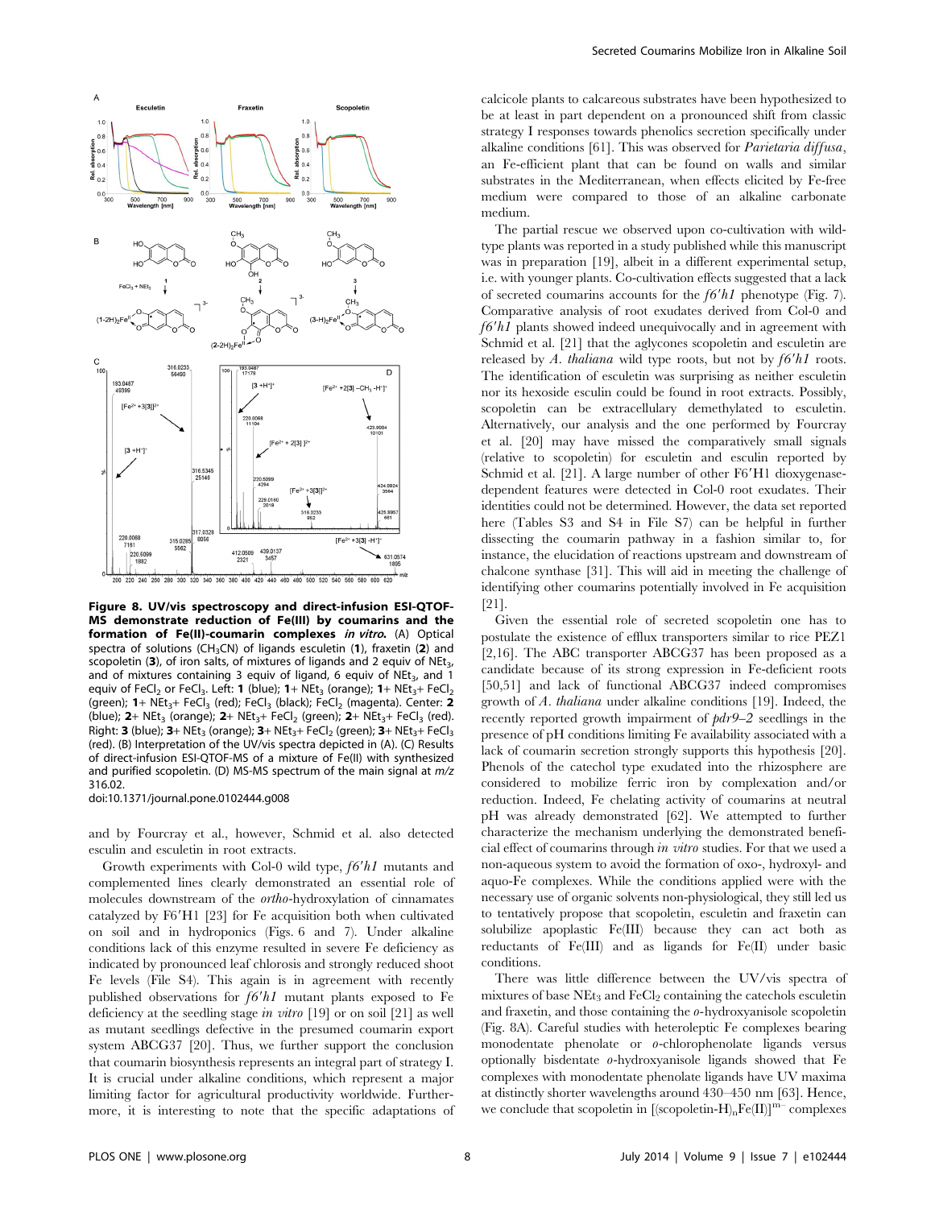**Figure 8. UV/vis spectroscopy and direct-infusion ESI-QTOF-MS demonstrate reduction of Fe(III) by coumarins and the formation of Fe(II)-coumarin complexes *in vitro*.** (A) Optical spectra of solutions ($CH_3CN$) of ligands esculetin (**1**), fraxetin (**2**) and scopoletin (**3**), of iron salts, of mixtures of ligands and 2 equiv of $NEt_3$, and of mixtures containing 3 equiv of ligand, 6 equiv of $NEt_3$, and 1 equiv of $FeCl_2$ or $FeCl_3$. Left: **1** (blue); **1**+ $NEt_3$ (orange); **1**+ $NEt_3$+ $FeCl_2$ (green); **1**+ $NEt_3$+ $FeCl_3$ (red); $FeCl_3$ (black); $FeCl_2$ (magenta). Center: **2** (blue); **2**+ $NEt_3$ (orange); **2**+ $NEt_3$+ $FeCl_2$ (green); **2**+ $NEt_3$+ $FeCl_3$ (red). Right: **3** (blue); **3**+ $NEt_3$ (orange); **3**+ $NEt_3$+ $FeCl_2$ (green); **3**+ $NEt_3$+ $FeCl_3$ (red). (B) Interpretation of the UV/vis spectra depicted in (A). (C) Results of direct-infusion ESI-QTOF-MS of a mixture of Fe(II) with synthesized and purified scopoletin. (D) MS-MS spectrum of the main signal at $m/z$ 316.02.

doi:10.1371/journal.pone.0102444.g008

and by Fourcray et al., however, Schmid et al. also detected esculin and esculetin in root extracts.

Growth experiments with Col-0 wild type, *f6′h1* mutants and complemented lines clearly demonstrated an essential role of molecules downstream of the *ortho*-hydroxylation of cinnamates catalyzed by F6′H1 [23] for Fe acquisition both when cultivated on soil and in hydroponics (Figs. 6 and 7). Under alkaline conditions lack of this enzyme resulted in severe Fe deficiency as indicated by pronounced leaf chlorosis and strongly reduced shoot Fe levels (File S4). This again is in agreement with recently published observations for *f6′h1* mutant plants exposed to Fe deficiency at the seedling stage *in vitro* [19] or on soil [21] as well as mutant seedlings defective in the presumed coumarin export system ABCG37 [20]. Thus, we further support the conclusion that coumarin biosynthesis represents an integral part of strategy I. It is crucial under alkaline conditions, which represent a major limiting factor for agricultural productivity worldwide. Furthermore, it is interesting to note that the specific adaptations of calcicole plants to calcareous substrates have been hypothesized to be at least in part dependent on a pronounced shift from classic strategy I responses towards phenolics secretion specifically under alkaline conditions [61]. This was observed for *Parietaria diffusa*, an Fe-efficient plant that can be found on walls and similar substrates in the Mediterranean, when effects elicited by Fe-free medium were compared to those of an alkaline carbonate medium.

The partial rescue we observed upon co-cultivation with wild-type plants was reported in a study published while this manuscript was in preparation [19], albeit in a different experimental setup, i.e. with younger plants. Co-cultivation effects suggested that a lack of secreted coumarins accounts for the *f6′h1* phenotype (Fig. 7). Comparative analysis of root exudates derived from Col-0 and *f6′h1* plants showed indeed unequivocally and in agreement with Schmid et al. [21] that the aglycones scopoletin and esculetin are released by *A. thaliana* wild type roots, but not by *f6′h1* roots. The identification of esculetin was surprising as neither esculetin nor its hexoside esculin could be found in root extracts. Possibly, scopoletin can be extracellulary demethylated to esculetin. Alternatively, our analysis and the one performed by Fourcray et al. [20] may have missed the comparatively small signals (relative to scopoletin) for esculetin and esculin reported by Schmid et al. [21]. A large number of other F6′H1 dioxygenase-dependent features were detected in Col-0 root exudates. Their identities could not be determined. However, the data set reported here (Tables S3 and S4 in File S7) can be helpful in further dissecting the coumarin pathway in a fashion similar to, for instance, the elucidation of reactions upstream and downstream of chalcone synthase [31]. This will aid in meeting the challenge of identifying other coumarins potentially involved in Fe acquisition [21].

Given the essential role of secreted scopoletin one has to postulate the existence of efflux transporters similar to rice PEZ1 [2,16]. The ABC transporter ABCG37 has been proposed as a candidate because of its strong expression in Fe-deficient roots [50,51] and lack of functional ABCG37 indeed compromises growth of *A. thaliana* under alkaline conditions [19]. Indeed, the recently reported growth impairment of *pdr9–2* seedlings in the presence of pH conditions limiting Fe availability associated with a lack of coumarin secretion strongly supports this hypothesis [20]. Phenols of the catechol type exudated into the rhizosphere are considered to mobilize ferric iron by complexation and/or reduction. Indeed, Fe chelating activity of coumarins at neutral pH was already demonstrated [62]. We attempted to further characterize the mechanism underlying the demonstrated beneficial effect of coumarins through *in vitro* studies. For that we used a non-aqueous system to avoid the formation of oxo-, hydroxyl- and aquo-Fe complexes. While the conditions applied were with the necessary use of organic solvents non-physiological, they still led us to tentatively propose that scopoletin, esculetin and fraxetin can solubilize apoplastic Fe(III) because they can act both as reductants of Fe(III) and as ligands for Fe(II) under basic conditions.

There was little difference between the UV/vis spectra of mixtures of base $NEt_3$ and $FeCl_2$ containing the catechols esculetin and fraxetin, and those containing the *o*-hydroxyanisole scopoletin (Fig. 8A). Careful studies with heteroleptic Fe complexes bearing monodentate phenolate or *o*-chlorophenolate ligands versus optionally bisdentate *o*-hydroxyanisole ligands showed that Fe complexes with monodentate phenolate ligands have UV maxima at distinctly shorter wavelengths around 430–450 nm [63]. Hence, we conclude that scopoletin in $[(\text{scopoletin-H})_n\text{Fe(II)}]^{m-}$ complexes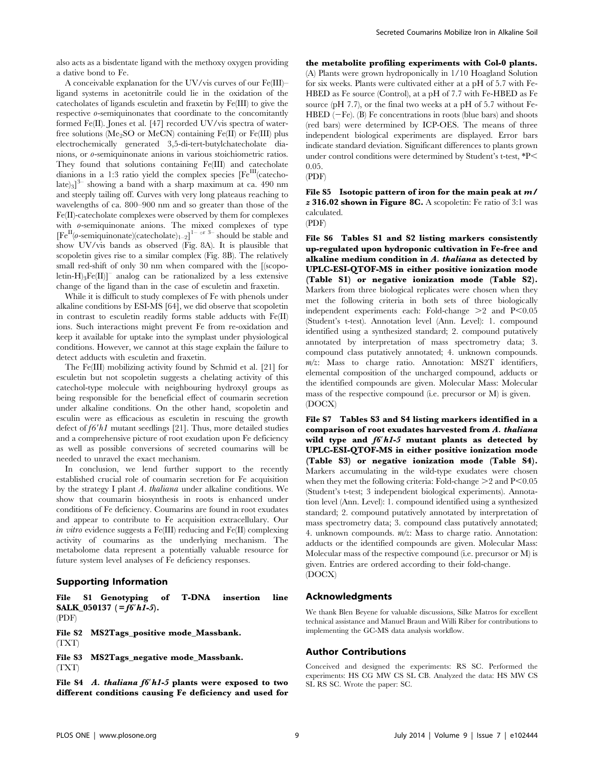also acts as a bisdentate ligand with the methoxy oxygen providing a dative bond to Fe.

A conceivable explanation for the UV/vis curves of our Fe(III)–ligand systems in acetonitrile could lie in the oxidation of the catecholates of ligands esculetin and fraxetin by Fe(III) to give the respective *o*-semiquinonates that coordinate to the concomitantly formed Fe(II). Jones et al. [47] recorded UV/vis spectra of water-free solutions ($Me_2SO$ or MeCN) containing Fe(II) or Fe(III) plus electrochemically generated 3,5-di-tert-butylchatecholate dianions, or *o*-semiquinonate anions in various stoichiometric ratios. They found that solutions containing Fe(III) and catecholate dianions in a 1:3 ratio yield the complex species $[Fe^{III}(catecholate)_3]^{3-}$ showing a band with a sharp maximum at ca. 490 nm and steeply tailing off. Curves with very long plateaus reaching to wavelengths of ca. 800–900 nm and so greater than those of the Fe(II)-catecholate complexes were observed by them for complexes with *o*-semiquinonate anions. The mixed complexes of type $[Fe^{II}(o\text{-semiquinonate})(catecholate)_{1-2}]^{1-\text{ or }3-}$ should be stable and show UV/vis bands as observed (Fig. 8A). It is plausible that scopoletin gives rise to a similar complex (Fig. 8B). The relatively small red-shift of only 30 nm when compared with the $[(scopoletin\text{-}H)_3Fe(II)]^-$ analog can be rationalized by a less extensive change of the ligand than in the case of esculetin and fraxetin.

While it is difficult to study complexes of Fe with phenols under alkaline conditions by ESI-MS [64], we did observe that scopoletin in contrast to esculetin readily forms stable adducts with Fe(II) ions. Such interactions might prevent Fe from re-oxidation and keep it available for uptake into the symplast under physiological conditions. However, we cannot at this stage explain the failure to detect adducts with esculetin and fraxetin.

The Fe(III) mobilizing activity found by Schmid et al. [21] for esculetin but not scopoletin suggests a chelating activity of this catechol-type molecule with neighbouring hydroxyl groups as being responsible for the beneficial effect of coumarin secretion under alkaline conditions. On the other hand, scopoletin and esculin were as efficacious as esculetin in rescuing the growth defect of *f6′h1* mutant seedlings [21]. Thus, more detailed studies and a comprehensive picture of root exudation upon Fe deficiency as well as possible conversions of secreted coumarins will be needed to unravel the exact mechanism.

In conclusion, we lend further support to the recently established crucial role of coumarin secretion for Fe acquisition by the strategy I plant *A. thaliana* under alkaline conditions. We show that coumarin biosynthesis in roots is enhanced under conditions of Fe deficiency. Coumarins are found in root exudates and appear to contribute to Fe acquisition extracellulary. Our *in vitro* evidence suggests a Fe(III) reducing and Fe(II) complexing activity of coumarins as the underlying mechanism. The metabolome data represent a potentially valuable resource for future system level analyses of Fe deficiency responses.

## Supporting Information

**File S1 Genotyping of T-DNA insertion line SALK_050137 (= *f6′h1-5*).**
(PDF)

**File S2 MS2Tags_positive mode_Massbank.**
(TXT)

**File S3 MS2Tags_negative mode_Massbank.**
(TXT)

**File S4 *A. thaliana f6′h1-5* plants were exposed to two different conditions causing Fe deficiency and used for the metabolite profiling experiments with Col-0 plants.** (A) Plants were grown hydroponically in 1/10 Hoagland Solution for six weeks. Plants were cultivated either at a pH of 5.7 with Fe-HBED as Fe source (Control), at a pH of 7.7 with Fe-HBED as Fe source (pH 7.7), or the final two weeks at a pH of 5.7 without Fe-HBED (−Fe). (B) Fe concentrations in roots (blue bars) and shoots (red bars) were determined by ICP-OES. The means of three independent biological experiments are displayed. Error bars indicate standard deviation. Significant differences to plants grown under control conditions were determined by Student's t-test, \*$P<0.05$.
(PDF)

**File S5 Isotopic pattern of iron for the main peak at *m/z* 316.02 shown in Figure 8C.** A scopoletin: Fe ratio of 3:1 was calculated.
(PDF)

**File S6 Tables S1 and S2 listing markers consistently up-regulated upon hydroponic cultivation in Fe-free and alkaline medium condition in *A. thaliana* as detected by UPLC-ESI-QTOF-MS in either positive ionization mode (Table S1) or negative ionization mode (Table S2).** Markers from three biological replicates were chosen when they met the following criteria in both sets of three biologically independent experiments each: Fold-change $>2$ and $P<0.05$ (Student's t-test). Annotation level (Ann. Level): 1. compound identified using a synthesized standard; 2. compound putatively annotated by interpretation of mass spectrometry data; 3. compound class putatively annotated; 4. unknown compounds. *m/z*: Mass to charge ratio. Annotation: MS2T identifiers, elemental composition of the uncharged compound, adducts or the identified compounds are given. Molecular Mass: Molecular mass of the respective compound (i.e. precursor or M) is given.
(DOCX)

**File S7 Tables S3 and S4 listing markers identified in a comparison of root exudates harvested from *A. thaliana* wild type and *f6′h1-5* mutant plants as detected by UPLC-ESI-QTOF-MS in either positive ionization mode (Table S3) or negative ionization mode (Table S4).** Markers accumulating in the wild-type exudates were chosen when they met the following criteria: Fold-change $>2$ and $P<0.05$ (Student's t-test; 3 independent biological experiments). Annotation level (Ann. Level): 1. compound identified using a synthesized standard; 2. compound putatively annotated by interpretation of mass spectrometry data; 3. compound class putatively annotated; 4. unknown compounds. *m/z*: Mass to charge ratio. Annotation: adducts or the identified compounds are given. Molecular Mass: Molecular mass of the respective compound (i.e. precursor or M) is given. Entries are ordered according to their fold-change.
(DOCX)

## Acknowledgments

We thank Blen Beyene for valuable discussions, Silke Matros for excellent technical assistance and Manuel Braun and Willi Riber for contributions to implementing the GC-MS data analysis workflow.

## Author Contributions

Conceived and designed the experiments: RS SC. Performed the experiments: HS CG MW CS SL CB. Analyzed the data: HS MW CS SL RS SC. Wrote the paper: SC.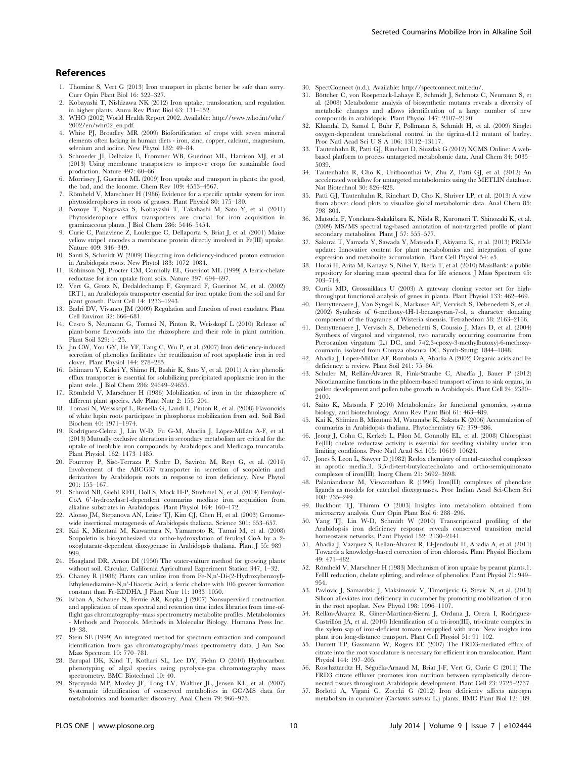## References

1. Thomine S, Vert G (2013) Iron transport in plants: better be safe than sorry. Curr Opin Plant Biol 16: 322–327.
2. Kobayashi T, Nishizawa NK (2012) Iron uptake, translocation, and regulation in higher plants. Annu Rev Plant Biol 63: 131–152.
3. WHO (2002) World Health Report 2002. Available: http://www.who.int/whr/2002/en/whr02_en.pdf.
4. White PJ, Broadley MR (2009) Biofortification of crops with seven mineral elements often lacking in human diets - iron, zinc, copper, calcium, magnesium, selenium and iodine. New Phytol 182: 49–84.
5. Schroeder JI, Delhaize E, Frommer WB, Guerinot ML, Harrison MJ, et al. (2013) Using membrane transporters to improve crops for sustainable food production. Nature 497: 60–66.
6. Morrissey J, Guerinot ML (2009) Iron uptake and transport in plants: the good, the bad, and the Ionome. Chem Rev 109: 4553–4567.
7. Römheld V, Marschner H (1986) Evidence for a specific uptake system for iron phytosiderophores in roots of grasses. Plant Physiol 80: 175–180.
8. Nozoye T, Nagasaka S, Kobayashi T, Takahashi M, Sato Y, et al. (2011) Phytosiderophore efflux transporters are crucial for iron acquisition in graminaceous plants. J Biol Chem 286: 5446–5454.
9. Curie C, Panaviene Z, Loulergue C, Dellaporta S, Briat J, et al. (2001) Maize yellow stripe1 encodes a membrane protein directly involved in Fe(III) uptake. Nature 409: 346–349.
10. Santi S, Schmidt W (2009) Dissecting iron deficiency-induced proton extrusion in Arabidopsis roots. New Phytol 183: 1072–1084.
11. Robinson NJ, Procter CM, Connolly EL, Guerinot ML (1999) A ferric-chelate reductase for iron uptake from soils. Nature 397: 694–697.
12. Vert G, Grotz N, Dedaldechamp F, Gaymard F, Guerinot M, et al. (2002) IRT1, an Arabidopsis transporter essential for iron uptake from the soil and for plant growth. Plant Cell 14: 1233–1243.
13. Badri DV, Vivanco JM (2009) Regulation and function of root exudates. Plant Cell Environ 32: 666–681.
14. Cesco S, Neumann G, Tomasi N, Pinton R, Weisskopf L (2010) Release of plant-borne flavonoids into the rhizosphere and their role in plant nutrition. Plant Soil 329: 1–25.
15. Jin CW, You GY, He YF, Tang C, Wu P, et al. (2007) Iron deficiency-induced secretion of phenolics facilitates the reutilization of root apoplastic iron in red clover. Plant Physiol 144: 278–285.
16. Ishimaru Y, Kakei Y, Shimo H, Bashir K, Sato Y, et al. (2011) A rice phenolic efflux transporter is essential for solubilizing precipitated apoplasmic iron in the plant stele. J Biol Chem 286: 24649–24655.
17. Römheld V, Marschner H (1986) Mobilization of iron in the rhizosphere of different plant species. Adv Plant Nutr 2: 155–204.
18. Tomasi N, Weisskopf L, Renella G, Landi L, Pinton R, et al. (2008) Flavonoids of white lupin roots participate in phosphorus mobilization from soil. Soil Biol Biochem 40: 1971–1974.
19. Rodríguez-Celma J, Lin W-D, Fu G-M, Abadía J, López-Millán A-F, et al. (2013) Mutually exclusive alterations in secondary metabolism are critical for the uptake of insoluble iron compounds by Arabidopsis and Medicago truncatula. Plant Physiol. 162: 1473–1485.
20. Fourcroy P, Sisó-Terraza P, Sudre D, Savirón M, Reyt G, et al. (2014) Involvement of the ABCG37 transporter in secretion of scopoletin and derivatives by Arabidopsis roots in response to iron deficiency. New Phytol 201: 155–167.
21. Schmid NB, Giehl RFH, Doll S, Mock H-P, Strehmel N, et al. (2014) Feruloyl-CoA 6′-hydroxylase1-dependent coumarins mediate iron acquisition from alkaline substrates in Arabidopsis. Plant Physiol 164: 160–172.
22. Alonso JM, Stepanova AN, Leisse TJ, Kim CJ, Chen H, et al. (2003) Genome-wide insertional mutagenesis of Arabidopsis thaliana. Science 301: 653–657.
23. Kai K, Mizutani M, Kawamura N, Yamamoto R, Tamai M, et al. (2008) Scopoletin is biosynthesized via ortho-hydroxylation of feruloyl CoA by a 2-oxoglutarate-dependent dioxygenase in Arabidopsis thaliana. Plant J 55: 989–999.
24. Hoagland DR, Arnon DI (1950) The water-culture method for growing plants without soil. Circular. California Agricultural Experiment Station 347, 1–32.
25. Chaney R (1988) Plants can utilize iron from Fe-N,n'-Di-(2-Hydroxybenzoyl)-Ethylenediamine-N,n'-Diacetic Acid, a ferric chelate with 106 greater formation constant than Fe-EDDHA. J Plant Nutr 11: 1033–1050.
26. Erban A, Schauer N, Fernie AR, Kopka J (2007) Nonsupervised construction and application of mass spectral and retention time index libraries from time-of-flight gas chromatography–mass spectrometry metabolite profiles. Metabolomics - Methods and Protocols. Methods in Molecular Biology. Humana Press Inc. 19–38.
27. Stein SE (1999) An integrated method for spectrum extraction and compound identification from gas chromatography/mass spectrometry data. J Am Soc Mass Spectrom 10: 770–781.
28. Barupal DK, Kind T, Kothari SL, Lee DY, Fiehn O (2010) Hydrocarbon phenotyping of algal species using pyrolysis-gas chromatography mass spectrometry. BMC Biotechnol 10: 40.
29. Styczynski MP, Moxley JF, Tong LV, Walther JL, Jensen KL, et al. (2007) Systematic identification of conserved metabolites in GC/MS data for metabolomics and biomarker discovery. Anal Chem 79: 966–973.
30. SpectConnect (n.d.). Available: http://spectconnect.mit.edu/.
31. Böttcher C, von Roepenack-Lahaye E, Schmidt J, Schmotz C, Neumann S, et al. (2008) Metabolome analysis of biosynthetic mutants reveals a diversity of metabolic changes and allows identification of a large number of new compounds in arabidopsis. Plant Physiol 147: 2107–2120.
32. Khandal D, Samol I, Buhr F, Pollmann S, Schmidt H, et al. (2009) Singlet oxygen-dependent translational control in the tigrina-d.12 mutant of barley. Proc Natl Acad Sci U S A 106: 13112–13117.
33. Tautenhahn R, Patti GJ, Rinehart D, Siuzdak G (2012) XCMS Online: A web-based platform to process untargeted metabolomic data. Anal Chem 84: 5035–5039.
34. Tautenhahn R, Cho K, Uritboonthai W, Zhu Z, Patti GJ, et al. (2012) An accelerated workflow for untargeted metabolomics using the METLIN database. Nat Biotechnol 30: 826–828.
35. Patti GJ, Tautenhahn R, Rinehart D, Cho K, Shriver LP, et al. (2013) A view from above: cloud plots to visualize global metabolomic data. Anal Chem 85: 798–804.
36. Matsuda F, Yonekura-Sakakibara K, Niida R, Kuromori T, Shinozaki K, et al. (2009) MS/MS spectral tag-based annotation of non-targeted profile of plant secondary metabolites. Plant J 57: 555–577.
37. Sakurai T, Yamada Y, Sawada Y, Matsuda F, Akiyama K, et al. (2013) PRIMe update: Innovative content for plant metabolomics and integration of gene expression and metabolite accumulation. Plant Cell Physiol 54: e5.
38. Horai H, Arita M, Kanaya S, Nihei Y, Ikeda T, et al. (2010) MassBank: a public repository for sharing mass spectral data for life sciences. J Mass Spectrom 45: 703–714.
39. Curtis MD, Grossniklaus U (2003) A gateway cloning vector set for high-throughput functional analysis of genes in planta. Plant Physiol 133: 462–469.
40. Demyttenaere J, Van Syngel K, Markusse AP, Vervisch S, Debenedetti S, et al. (2002) Synthesis of 6-methoxy-4H-1-benzopyran-7-ol, a character donating component of the fragrance of Wisteria sinensis. Tetrahedron 58: 2163–2166.
41. Demyttenaere J, Vervisch S, Debenedetti S, Coussio J, Maes D, et al. (2004) Synthesis of virgatol and virgatenol, two naturally occurring coumarins from Pterocaulon virgatum (L.) DC, and 7-(2,3-epoxy-3-methylbutoxy)-6-methoxycoumarin, isolated from Conyza obscura DC. Synth-Stuttg: 1844–1848.
42. Abadia J, Lopez-Millan AF, Rombola A, Abadia A (2002) Organic acids and Fe deficiency: a review. Plant Soil 241: 75–86.
43. Schuler M, Rellán-Álvarez R, Fink-Straube C, Abadía J, Bauer P (2012) Nicotianamine functions in the phloem-based transport of iron to sink organs, in pollen development and pollen tube growth in Arabidopsis. Plant Cell 24: 2380–2400.
44. Saito K, Matsuda F (2010) Metabolomics for functional genomics, systems biology, and biotechnology. Annu Rev Plant Biol 61: 463–489.
45. Kai K, Shimizu B, Mizutani M, Watanabe K, Sakata K (2006) Accumulation of coumarins in Arabidopsis thaliana. Phytochemistry 67: 379–386.
46. Jeong J, Cohu C, Kerkeb L, Pilon M, Connolly EL, et al. (2008) Chloroplast Fe(III) chelate reductase activity is essential for seedling viability under iron limiting conditions. Proc Natl Acad Sci 105: 10619–10624.
47. Jones S, Leon L, Sawyer D (1982) Redox chemistry of metal-catechol complexes in aprotic media.3. 3,5-di-tert-butylcatecholato and ortho-semiquinonato complexes of iron(III). Inorg Chem 21: 3692–3698.
48. Palaniandavar M, Viswanathan R (1996) Iron(III) complexes of phenolate ligands as models for catechol dioxygenases. Proc Indian Acad Sci-Chem Sci 108: 235–249.
49. Buckhout TJ, Thimm O (2003) Insights into metabolism obtained from microarray analysis. Curr Opin Plant Biol 6: 288–296.
50. Yang TJ, Lin W-D, Schmidt W (2010) Transcriptional profiling of the Arabidopsis iron deficiency response reveals conserved transition metal homeostasis networks. Plant Physiol 152: 2130–2141.
51. Abadía J, Vazquez S, Rellan-Alvarez R, El-Jendoubi H, Abadia A, et al. (2011) Towards a knowledge-based correction of iron chlorosis. Plant Physiol Biochem 49: 471–482.
52. Römheld V, Marschner H (1983) Mechanism of iron uptake by peanut plants.1. FeIII reduction, chelate splitting, and release of phenolics. Plant Physiol 71: 949–954.
53. Pavlovic J, Samardzic J, Maksimovic V, Timotijevic G, Stevic N, et al. (2013) Silicon alleviates iron deficiency in cucumber by promoting mobilization of iron in the root apoplast. New Phytol 198: 1096–1107.
54. Rellán-Álvarez R, Giner-Martínez-Sierra J, Orduna J, Orera I, Rodríguez-Castrillón JÁ, et al. (2010) Identification of a tri-iron(III), tri-citrate complex in the xylem sap of iron-deficient tomato resupplied with iron: New insights into plant iron long-distance transport. Plant Cell Physiol 51: 91–102.
55. Durrett TP, Gassmann W, Rogers EE (2007) The FRD3-mediated efflux of citrate into the root vasculature is necessary for efficient iron translocation. Plant Physiol 144: 197–205.
56. Roschzttardtz H, Séguéla-Arnaud M, Briat J-F, Vert G, Curie C (2011) The FRD3 citrate effluxer promotes iron nutrition between symplastically disconnected tissues throughout Arabidopsis development. Plant Cell 23: 2725–2737.
57. Borlotti A, Vigani G, Zocchi G (2012) Iron deficiency affects nitrogen metabolism in cucumber (*Cucumis sativus* L.) plants. BMC Plant Biol 12: 189.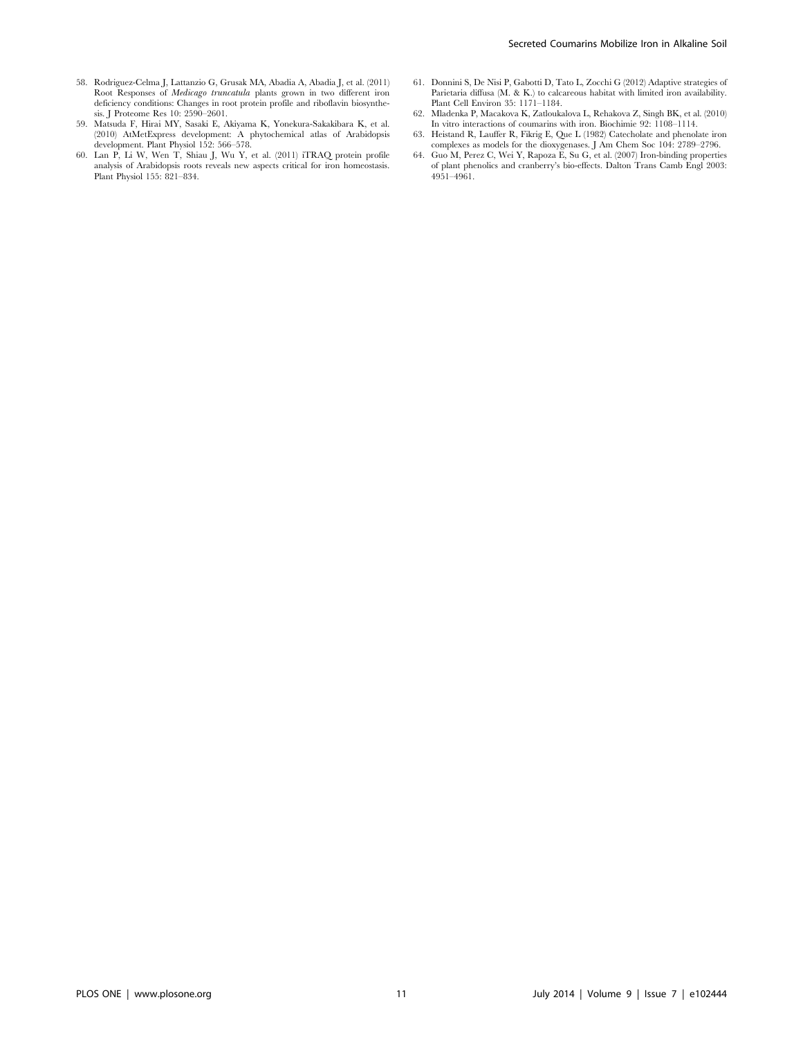58. Rodriguez-Celma J, Lattanzio G, Grusak MA, Abadia A, Abadia J, et al. (2011) Root Responses of *Medicago truncatula* plants grown in two different iron deficiency conditions: Changes in root protein profile and riboflavin biosynthesis. J Proteome Res 10: 2590–2601.
59. Matsuda F, Hirai MY, Sasaki E, Akiyama K, Yonekura-Sakakibara K, et al. (2010) AtMetExpress development: A phytochemical atlas of Arabidopsis development. Plant Physiol 152: 566–578.
60. Lan P, Li W, Wen T, Shiau J, Wu Y, et al. (2011) iTRAQ protein profile analysis of Arabidopsis roots reveals new aspects critical for iron homeostasis. Plant Physiol 155: 821–834.
61. Donnini S, De Nisi P, Gabotti D, Tato L, Zocchi G (2012) Adaptive strategies of Parietaria diffusa (M. & K.) to calcareous habitat with limited iron availability. Plant Cell Environ 35: 1171–1184.
62. Mladenka P, Macakova K, Zatloukalova L, Rehakova Z, Singh BK, et al. (2010) In vitro interactions of coumarins with iron. Biochimie 92: 1108–1114.
63. Heistand R, Lauffer R, Fikrig E, Que L (1982) Catecholate and phenolate iron complexes as models for the dioxygenases. J Am Chem Soc 104: 2789–2796.
64. Guo M, Perez C, Wei Y, Rapoza E, Su G, et al. (2007) Iron-binding properties of plant phenolics and cranberry's bio-effects. Dalton Trans Camb Engl 2003: 4951–4961.